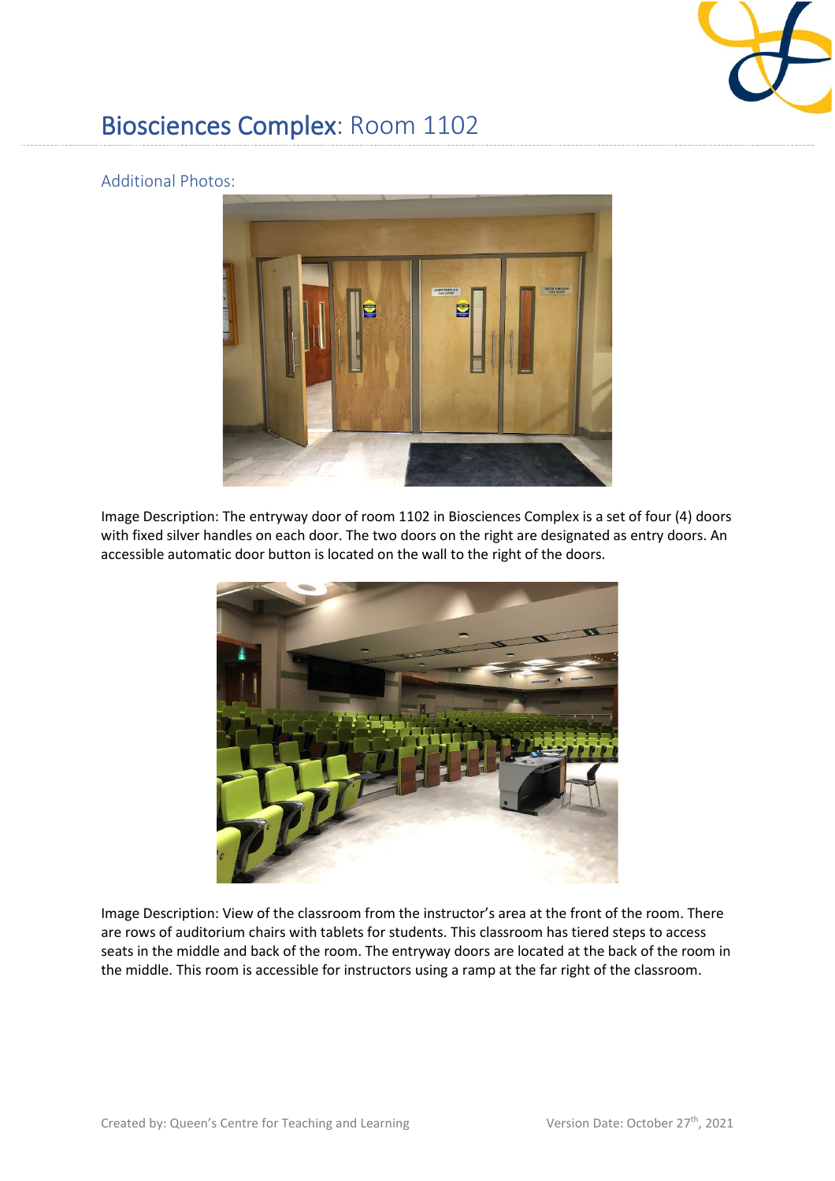# Biosciences Complex: Room 1102

## Additional Photos:

Image Description: The entryway door of room 1102 in Biosciences Complex is a set of four (4) doors with fixed silver handles on each door. The two doors on the right are designated as entry doors. An accessible automatic door button is located on the wall to the right of the doors.

Image Description: View of the classroom from the instructor's area at the front of the room. There are rows of auditorium chairs with tablets for students. This classroom has tiered steps to access seats in the middle and back of the room. The entryway doors are located at the back of the room in the middle. This room is accessible for instructors using a ramp at the far right of the classroom.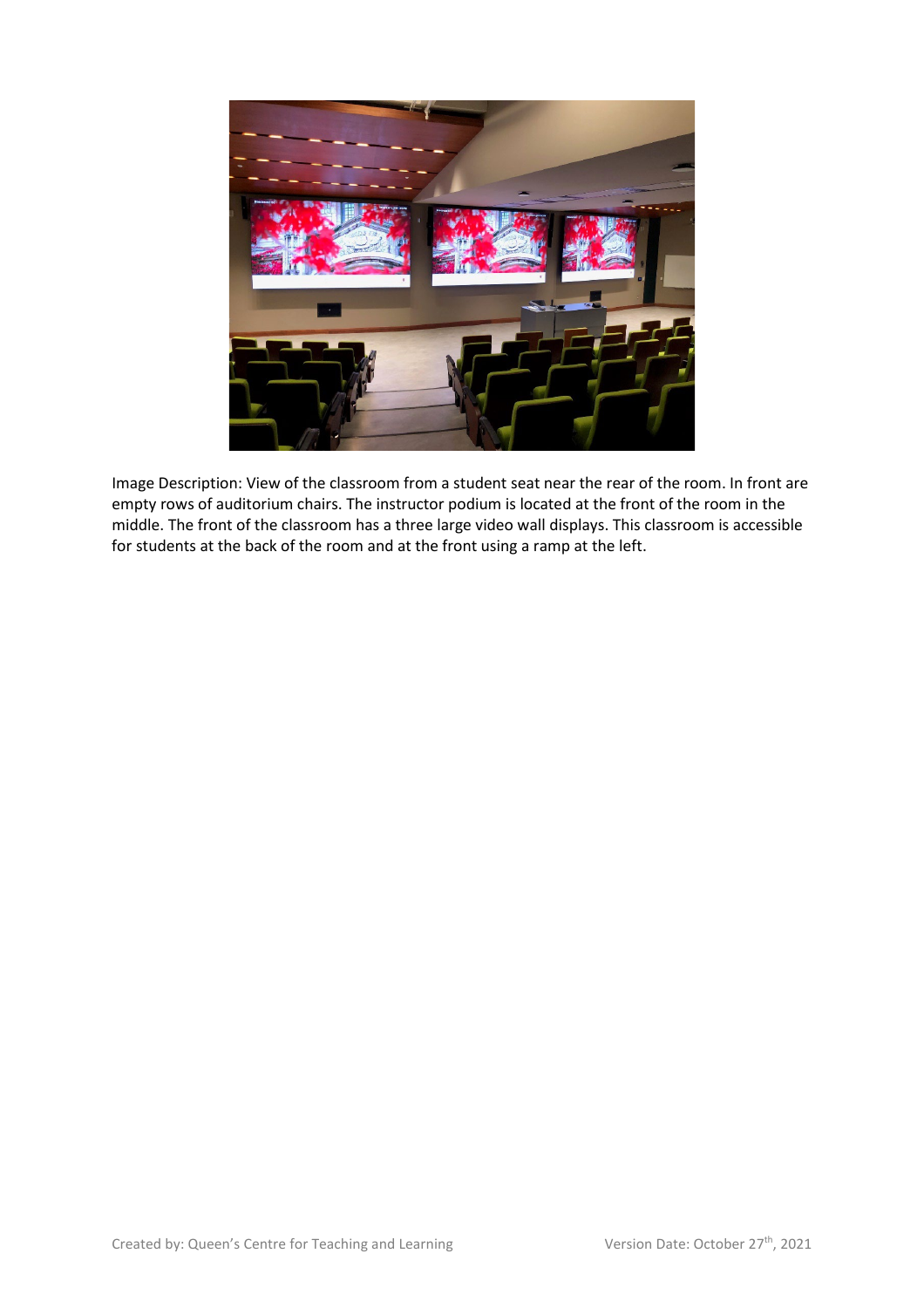Image Description: View of the classroom from a student seat near the rear of the room. In front are empty rows of auditorium chairs. The instructor podium is located at the front of the room in the middle. The front of the classroom has a three large video wall displays. This classroom is accessible for students at the back of the room and at the front using a ramp at the left.